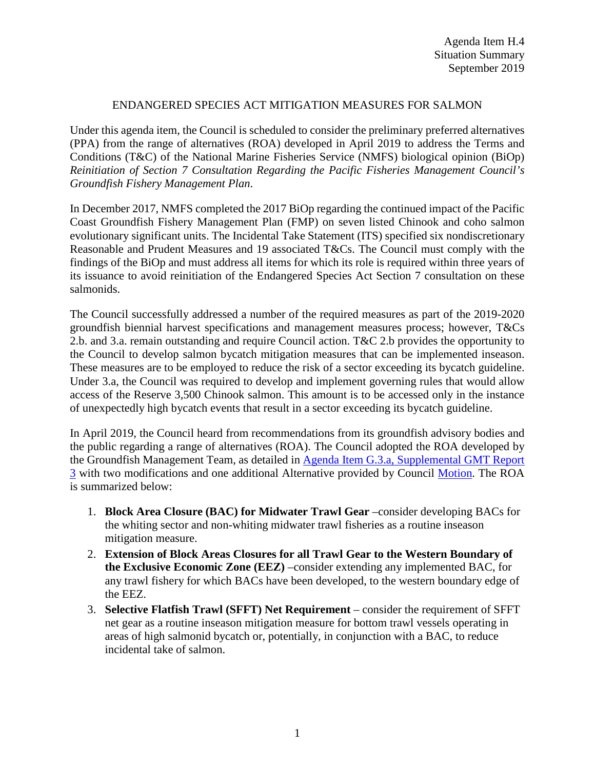Agenda Item H.4
Situation Summary
September 2019

# ENDANGERED SPECIES ACT MITIGATION MEASURES FOR SALMON

Under this agenda item, the Council is scheduled to consider the preliminary preferred alternatives (PPA) from the range of alternatives (ROA) developed in April 2019 to address the Terms and Conditions (T&C) of the National Marine Fisheries Service (NMFS) biological opinion (BiOp) *Reinitiation of Section 7 Consultation Regarding the Pacific Fisheries Management Council's Groundfish Fishery Management Plan*.

In December 2017, NMFS completed the 2017 BiOp regarding the continued impact of the Pacific Coast Groundfish Fishery Management Plan (FMP) on seven listed Chinook and coho salmon evolutionary significant units. The Incidental Take Statement (ITS) specified six nondiscretionary Reasonable and Prudent Measures and 19 associated T&Cs. The Council must comply with the findings of the BiOp and must address all items for which its role is required within three years of its issuance to avoid reinitiation of the Endangered Species Act Section 7 consultation on these salmonids.

The Council successfully addressed a number of the required measures as part of the 2019-2020 groundfish biennial harvest specifications and management measures process; however, T&Cs 2.b. and 3.a. remain outstanding and require Council action. T&C 2.b provides the opportunity to the Council to develop salmon bycatch mitigation measures that can be implemented inseason. These measures are to be employed to reduce the risk of a sector exceeding its bycatch guideline. Under 3.a, the Council was required to develop and implement governing rules that would allow access of the Reserve 3,500 Chinook salmon. This amount is to be accessed only in the instance of unexpectedly high bycatch events that result in a sector exceeding its bycatch guideline.

In April 2019, the Council heard from recommendations from its groundfish advisory bodies and the public regarding a range of alternatives (ROA). The Council adopted the ROA developed by the Groundfish Management Team, as detailed in Agenda Item G.3.a, Supplemental GMT Report 3 with two modifications and one additional Alternative provided by Council Motion. The ROA is summarized below:

1. **Block Area Closure (BAC) for Midwater Trawl Gear** –consider developing BACs for the whiting sector and non-whiting midwater trawl fisheries as a routine inseason mitigation measure.
2. **Extension of Block Areas Closures for all Trawl Gear to the Western Boundary of the Exclusive Economic Zone (EEZ)** –consider extending any implemented BAC, for any trawl fishery for which BACs have been developed, to the western boundary edge of the EEZ.
3. **Selective Flatfish Trawl (SFFT) Net Requirement** – consider the requirement of SFFT net gear as a routine inseason mitigation measure for bottom trawl vessels operating in areas of high salmonid bycatch or, potentially, in conjunction with a BAC, to reduce incidental take of salmon.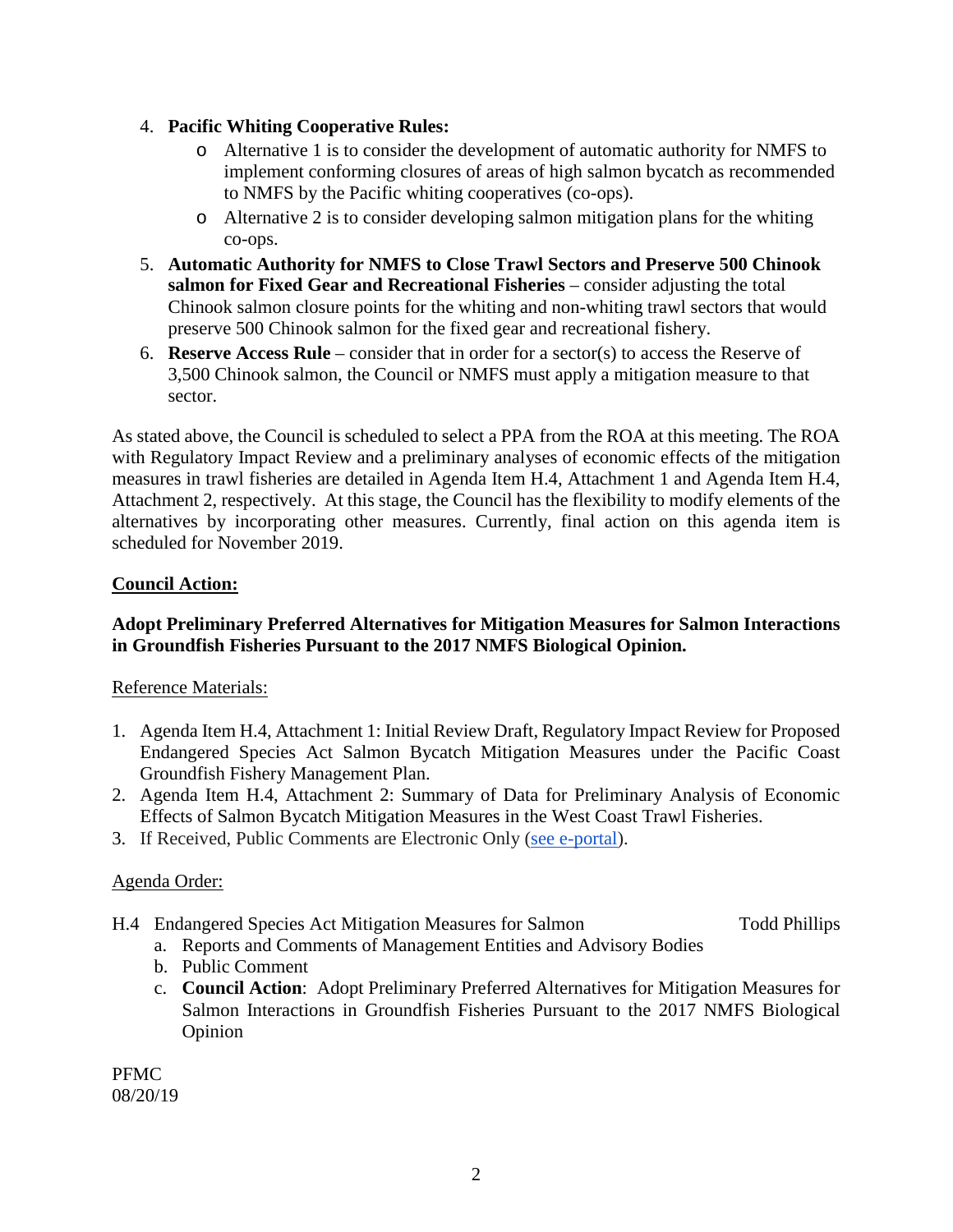4. **Pacific Whiting Cooperative Rules:**
   - Alternative 1 is to consider the development of automatic authority for NMFS to implement conforming closures of areas of high salmon bycatch as recommended to NMFS by the Pacific whiting cooperatives (co-ops).
   - Alternative 2 is to consider developing salmon mitigation plans for the whiting co-ops.
5. **Automatic Authority for NMFS to Close Trawl Sectors and Preserve 500 Chinook salmon for Fixed Gear and Recreational Fisheries** – consider adjusting the total Chinook salmon closure points for the whiting and non-whiting trawl sectors that would preserve 500 Chinook salmon for the fixed gear and recreational fishery.
6. **Reserve Access Rule** – consider that in order for a sector(s) to access the Reserve of 3,500 Chinook salmon, the Council or NMFS must apply a mitigation measure to that sector.

As stated above, the Council is scheduled to select a PPA from the ROA at this meeting. The ROA with Regulatory Impact Review and a preliminary analyses of economic effects of the mitigation measures in trawl fisheries are detailed in Agenda Item H.4, Attachment 1 and Agenda Item H.4, Attachment 2, respectively. At this stage, the Council has the flexibility to modify elements of the alternatives by incorporating other measures. Currently, final action on this agenda item is scheduled for November 2019.

**Council Action:**

**Adopt Preliminary Preferred Alternatives for Mitigation Measures for Salmon Interactions in Groundfish Fisheries Pursuant to the 2017 NMFS Biological Opinion.**

Reference Materials:

1. Agenda Item H.4, Attachment 1: Initial Review Draft, Regulatory Impact Review for Proposed Endangered Species Act Salmon Bycatch Mitigation Measures under the Pacific Coast Groundfish Fishery Management Plan.
2. Agenda Item H.4, Attachment 2: Summary of Data for Preliminary Analysis of Economic Effects of Salmon Bycatch Mitigation Measures in the West Coast Trawl Fisheries.
3. If Received, Public Comments are Electronic Only (see e-portal).

Agenda Order:

H.4 Endangered Species Act Mitigation Measures for Salmon — Todd Phillips

   a. Reports and Comments of Management Entities and Advisory Bodies
   b. Public Comment
   c. **Council Action**: Adopt Preliminary Preferred Alternatives for Mitigation Measures for Salmon Interactions in Groundfish Fisheries Pursuant to the 2017 NMFS Biological Opinion

PFMC
08/20/19